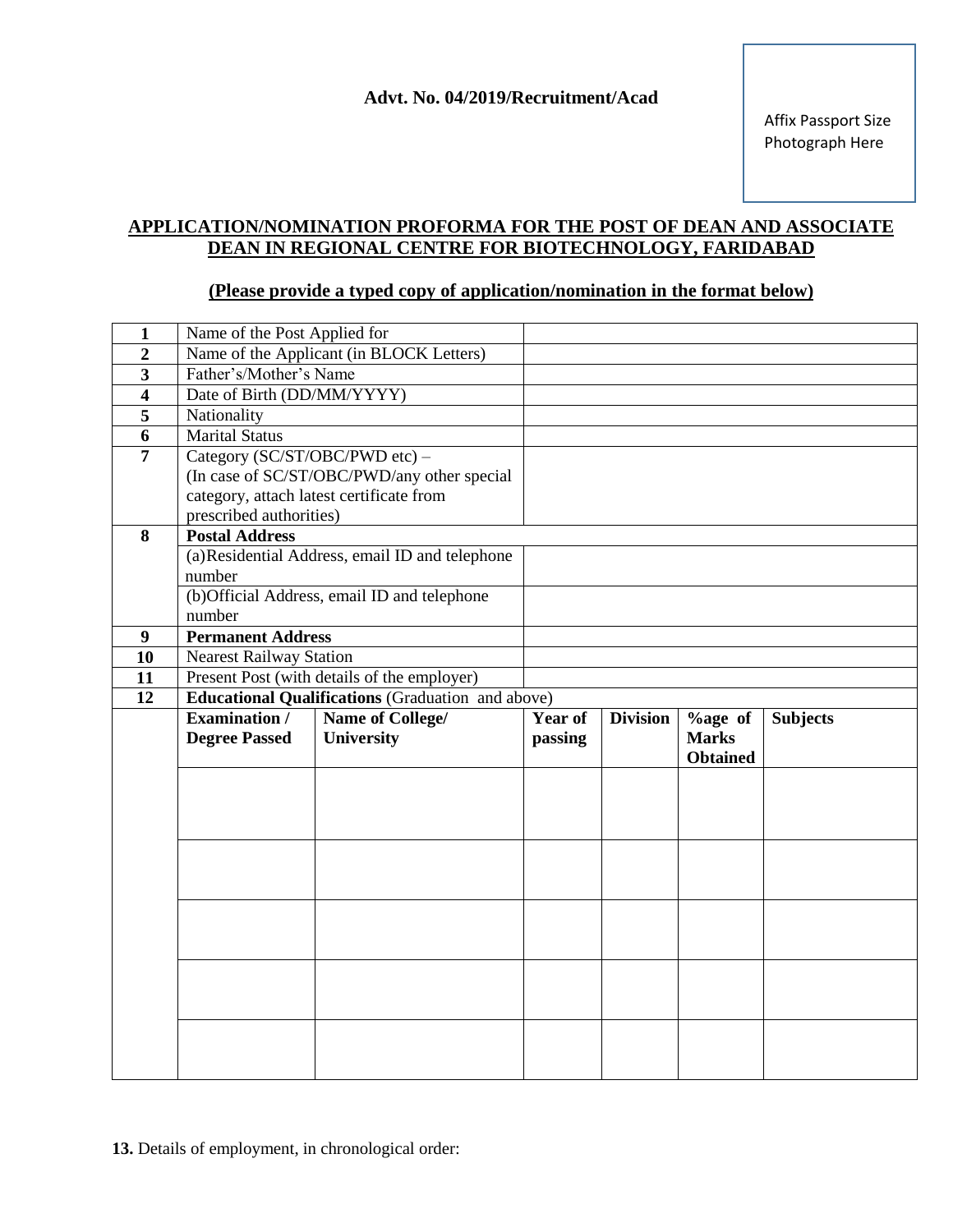**Advt. No. 04/2019/Recruitment/Acad**

Affix Passport Size Photograph Here

## APPLICATION/NOMINATION PROFORMA FOR THE POST OF DEAN AND ASSOCIATE DEAN IN REGIONAL CENTRE FOR BIOTECHNOLOGY, FARIDABAD

**(Please provide a typed copy of application/nomination in the format below)**

| | | |
|---|---|---|
| **1** | Name of the Post Applied for | |
| **2** | Name of the Applicant (in BLOCK Letters) | |
| **3** | Father's/Mother's Name | |
| **4** | Date of Birth (DD/MM/YYYY) | |
| **5** | Nationality | |
| **6** | Marital Status | |
| **7** | Category (SC/ST/OBC/PWD etc) – (In case of SC/ST/OBC/PWD/any other special category, attach latest certificate from prescribed authorities) | |
| **8** | **Postal Address** | |
| | (a)Residential Address, email ID and telephone number | |
| | (b)Official Address, email ID and telephone number | |
| **9** | **Permanent Address** | |
| **10** | Nearest Railway Station | |
| **11** | Present Post (with details of the employer) | |
| **12** | **Educational Qualifications** (Graduation and above) | |

| **Examination / Degree Passed** | **Name of College/ University** | **Year of passing** | **Division** | **%age of Marks Obtained** | **Subjects** |
|---|---|---|---|---|---|
| | | | | | |
| | | | | | |
| | | | | | |
| | | | | | |
| | | | | | |

**13.** Details of employment, in chronological order: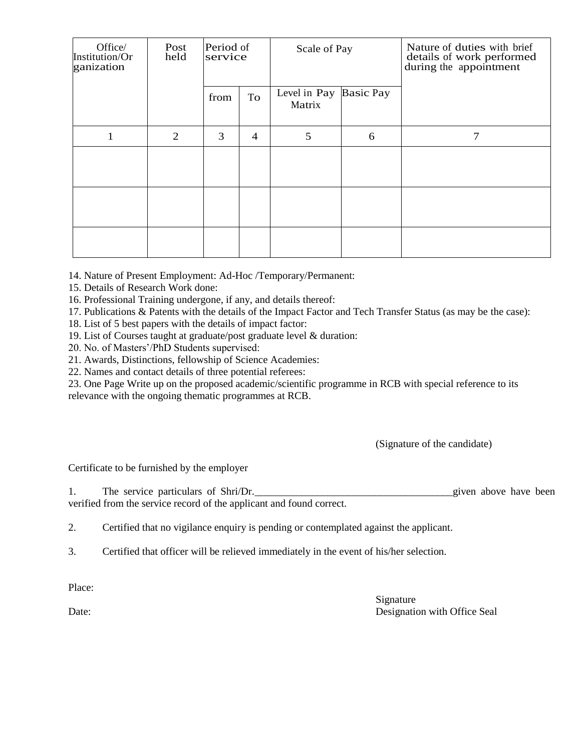| Office/ Institution/Organization | Post held | Period of service | | Scale of Pay | | Nature of duties with brief details of work performed during the appointment |
|---|---|---|---|---|---|---|
| | | from | To | Level in Pay Matrix | Basic Pay | |
| 1 | 2 | 3 | 4 | 5 | 6 | 7 |
| | | | | | | |
| | | | | | | |
| | | | | | | |

14. Nature of Present Employment: Ad-Hoc /Temporary/Permanent:
15. Details of Research Work done:
16. Professional Training undergone, if any, and details thereof:
17. Publications & Patents with the details of the Impact Factor and Tech Transfer Status (as may be the case):
18. List of 5 best papers with the details of impact factor:
19. List of Courses taught at graduate/post graduate level & duration:
20. No. of Masters'/PhD Students supervised:
21. Awards, Distinctions, fellowship of Science Academies:
22. Names and contact details of three potential referees:
23. One Page Write up on the proposed academic/scientific programme in RCB with special reference to its relevance with the ongoing thematic programmes at RCB.

(Signature of the candidate)

Certificate to be furnished by the employer

1. The service particulars of Shri/Dr.______________________________________given above have been verified from the service record of the applicant and found correct.

2. Certified that no vigilance enquiry is pending or contemplated against the applicant.

3. Certified that officer will be relieved immediately in the event of his/her selection.

Place:

Date:

Signature
Designation with Office Seal